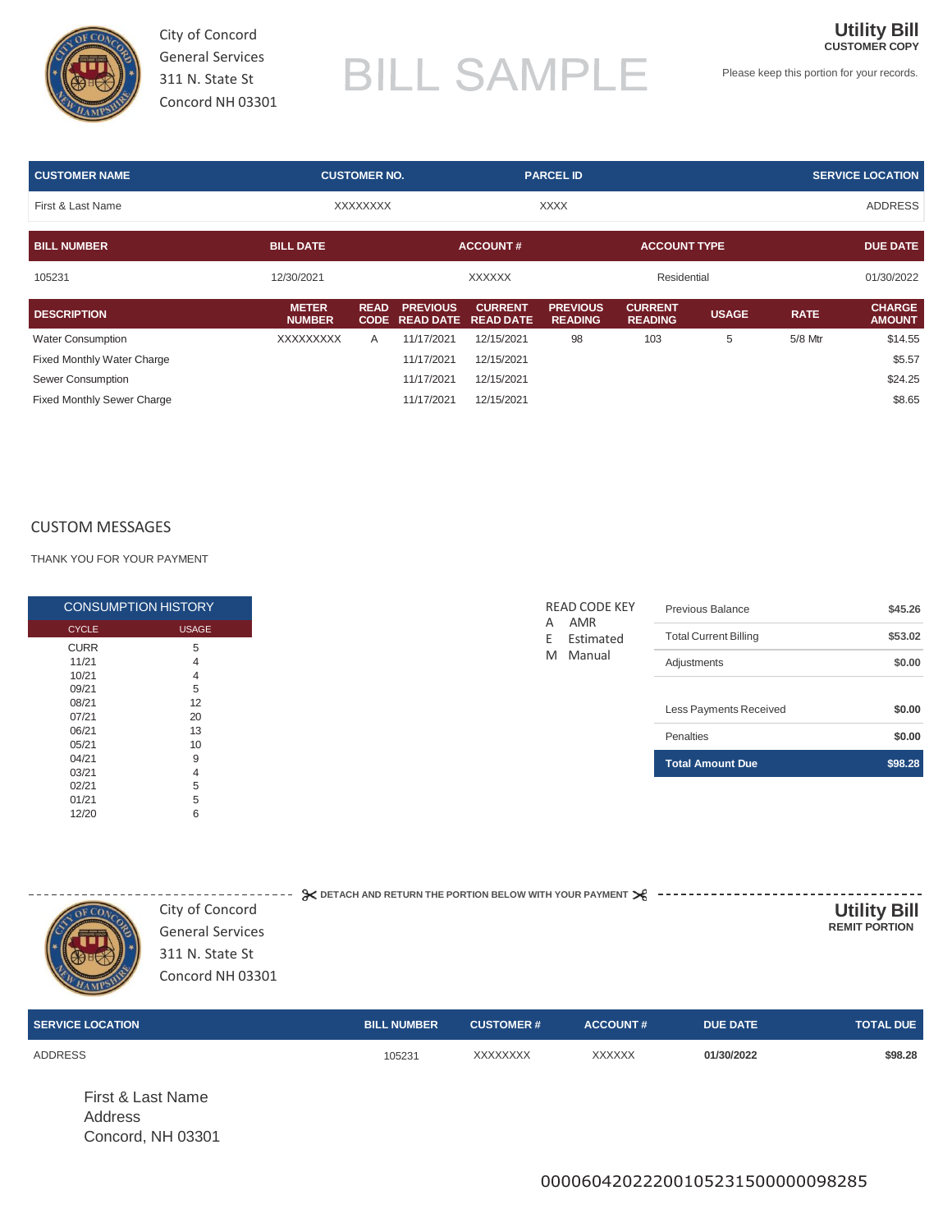City of Concord
General Services
311 N. State St
Concord NH 03301

BILL SAMPLE

# Utility Bill
**CUSTOMER COPY**

Please keep this portion for your records.

| CUSTOMER NAME | CUSTOMER NO. | PARCEL ID | SERVICE LOCATION |
|---|---|---|---|
| First & Last Name | XXXXXXXX | XXXX | ADDRESS |

| BILL NUMBER | BILL DATE | ACCOUNT # | ACCOUNT TYPE | DUE DATE |
|---|---|---|---|---|
| 105231 | 12/30/2021 | XXXXXX | Residential | 01/30/2022 |

| DESCRIPTION | METER NUMBER | READ CODE | PREVIOUS READ DATE | CURRENT READ DATE | PREVIOUS READING | CURRENT READING | USAGE | RATE | CHARGE AMOUNT |
|---|---|---|---|---|---|---|---|---|---|
| Water Consumption | XXXXXXXXX | A | 11/17/2021 | 12/15/2021 | 98 | 103 | 5 | 5/8 Mtr | $14.55 |
| Fixed Monthly Water Charge | | | 11/17/2021 | 12/15/2021 | | | | | $5.57 |
| Sewer Consumption | | | 11/17/2021 | 12/15/2021 | | | | | $24.25 |
| Fixed Monthly Sewer Charge | | | 11/17/2021 | 12/15/2021 | | | | | $8.65 |

## CUSTOM MESSAGES

THANK YOU FOR YOUR PAYMENT

| CONSUMPTION HISTORY | |
|---|---|
| CYCLE | USAGE |
| CURR | 5 |
| 11/21 | 4 |
| 10/21 | 4 |
| 09/21 | 5 |
| 08/21 | 12 |
| 07/21 | 20 |
| 06/21 | 13 |
| 05/21 | 10 |
| 04/21 | 9 |
| 03/21 | 4 |
| 02/21 | 5 |
| 01/21 | 5 |
| 12/20 | 6 |

READ CODE KEY
- A AMR
- E Estimated
- M Manual

| | |
|---|---|
| Previous Balance | $45.26 |
| Total Current Billing | $53.02 |
| Adjustments | $0.00 |
| Less Payments Received | $0.00 |
| Penalties | $0.00 |
| **Total Amount Due** | **$98.28** |

DETACH AND RETURN THE PORTION BELOW WITH YOUR PAYMENT

City of Concord
General Services
311 N. State St
Concord NH 03301

# Utility Bill
**REMIT PORTION**

| SERVICE LOCATION | BILL NUMBER | CUSTOMER # | ACCOUNT # | DUE DATE | TOTAL DUE |
|---|---|---|---|---|---|
| ADDRESS | 105231 | XXXXXXXX | XXXXXX | **01/30/2022** | **$98.28** |

First & Last Name
Address
Concord, NH 03301

0000604202220010523150000098285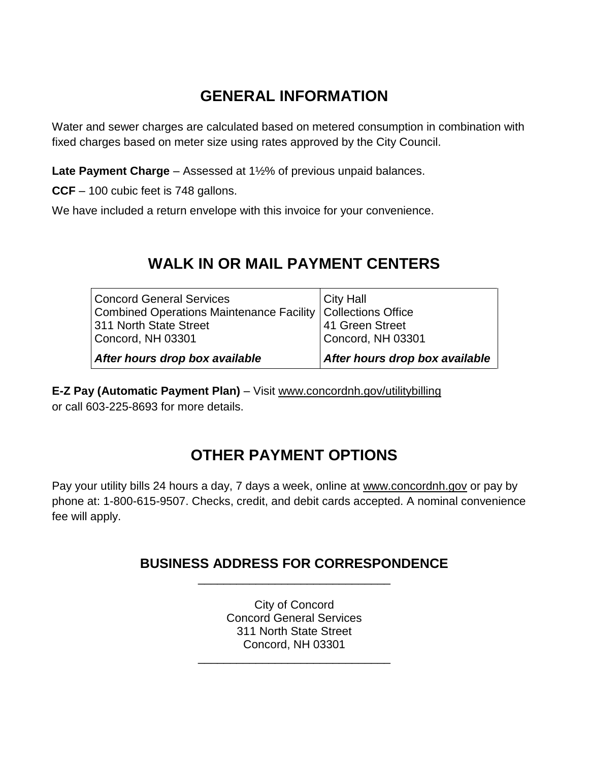## GENERAL INFORMATION

Water and sewer charges are calculated based on metered consumption in combination with fixed charges based on meter size using rates approved by the City Council.

**Late Payment Charge** – Assessed at 1½% of previous unpaid balances.

**CCF** – 100 cubic feet is 748 gallons.

We have included a return envelope with this invoice for your convenience.

## WALK IN OR MAIL PAYMENT CENTERS

| Concord General Services<br>Combined Operations Maintenance Facility<br>311 North State Street<br>Concord, NH 03301 | City Hall<br>Collections Office<br>41 Green Street<br>Concord, NH 03301 |
|---|---|
| ***After hours drop box available*** | ***After hours drop box available*** |

**E-Z Pay (Automatic Payment Plan)** – Visit www.concordnh.gov/utilitybilling or call 603-225-8693 for more details.

## OTHER PAYMENT OPTIONS

Pay your utility bills 24 hours a day, 7 days a week, online at www.concordnh.gov or pay by phone at: 1-800-615-9507. Checks, credit, and debit cards accepted. A nominal convenience fee will apply.

### BUSINESS ADDRESS FOR CORRESPONDENCE

City of Concord
Concord General Services
311 North State Street
Concord, NH 03301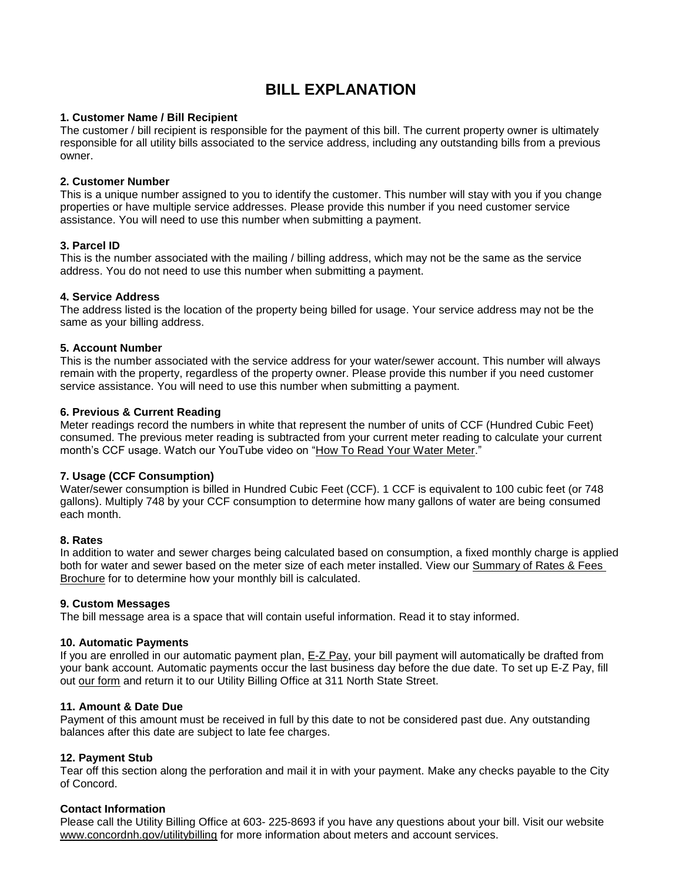# BILL EXPLANATION

**1. Customer Name / Bill Recipient**
The customer / bill recipient is responsible for the payment of this bill. The current property owner is ultimately responsible for all utility bills associated to the service address, including any outstanding bills from a previous owner.

**2. Customer Number**
This is a unique number assigned to you to identify the customer. This number will stay with you if you change properties or have multiple service addresses. Please provide this number if you need customer service assistance. You will need to use this number when submitting a payment.

**3. Parcel ID**
This is the number associated with the mailing / billing address, which may not be the same as the service address. You do not need to use this number when submitting a payment.

**4. Service Address**
The address listed is the location of the property being billed for usage. Your service address may not be the same as your billing address.

**5. Account Number**
This is the number associated with the service address for your water/sewer account. This number will always remain with the property, regardless of the property owner. Please provide this number if you need customer service assistance. You will need to use this number when submitting a payment.

**6. Previous & Current Reading**
Meter readings record the numbers in white that represent the number of units of CCF (Hundred Cubic Feet) consumed. The previous meter reading is subtracted from your current meter reading to calculate your current month's CCF usage. Watch our YouTube video on "How To Read Your Water Meter."

**7. Usage (CCF Consumption)**
Water/sewer consumption is billed in Hundred Cubic Feet (CCF). 1 CCF is equivalent to 100 cubic feet (or 748 gallons). Multiply 748 by your CCF consumption to determine how many gallons of water are being consumed each month.

**8. Rates**
In addition to water and sewer charges being calculated based on consumption, a fixed monthly charge is applied both for water and sewer based on the meter size of each meter installed. View our Summary of Rates & Fees Brochure for to determine how your monthly bill is calculated.

**9. Custom Messages**
The bill message area is a space that will contain useful information. Read it to stay informed.

**10. Automatic Payments**
If you are enrolled in our automatic payment plan, E-Z Pay, your bill payment will automatically be drafted from your bank account. Automatic payments occur the last business day before the due date. To set up E-Z Pay, fill out our form and return it to our Utility Billing Office at 311 North State Street.

**11. Amount & Date Due**
Payment of this amount must be received in full by this date to not be considered past due. Any outstanding balances after this date are subject to late fee charges.

**12. Payment Stub**
Tear off this section along the perforation and mail it in with your payment. Make any checks payable to the City of Concord.

**Contact Information**
Please call the Utility Billing Office at 603- 225-8693 if you have any questions about your bill. Visit our website www.concordnh.gov/utilitybilling for more information about meters and account services.